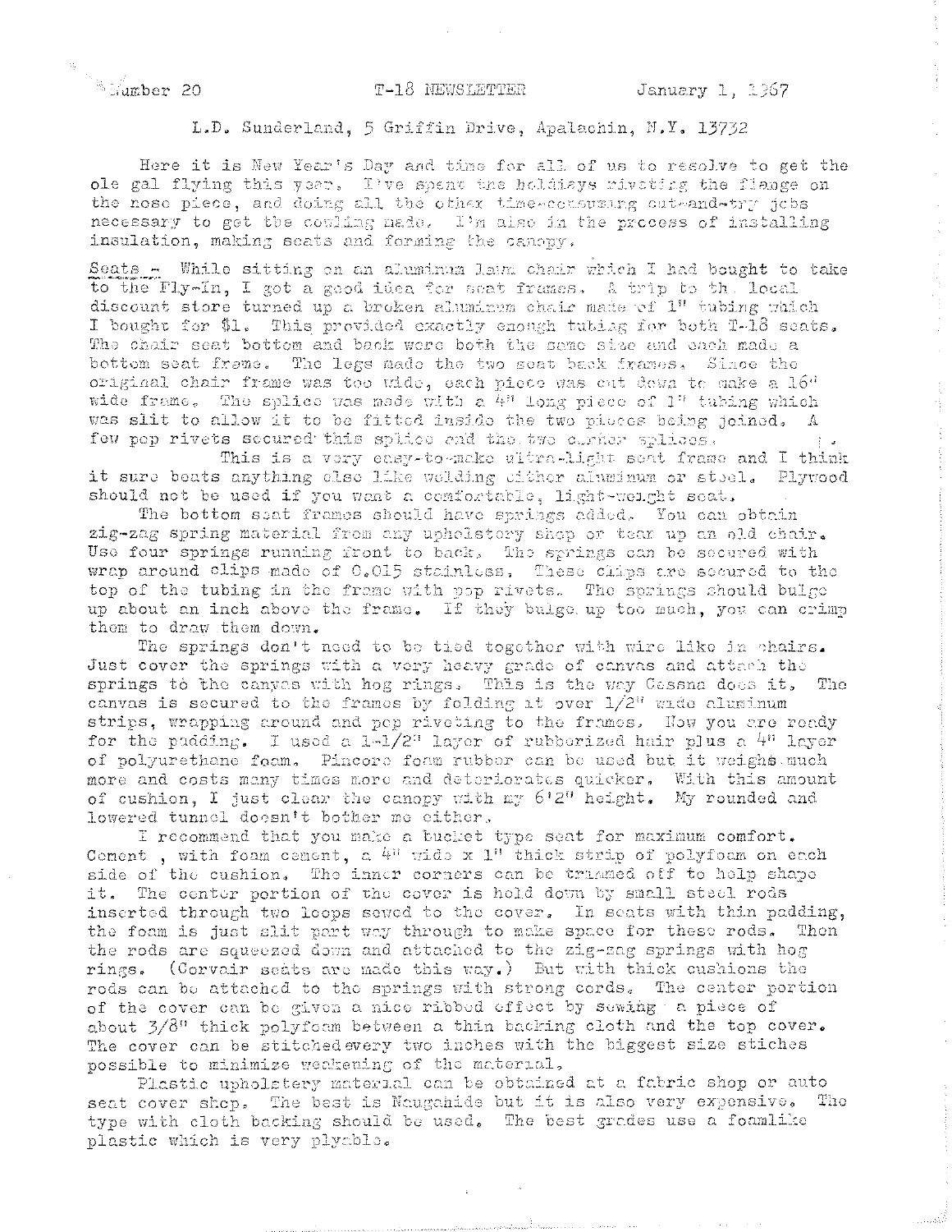Number 20 T-18 NEWSLETTER January 1, 1967

L.D. Sunderland, 5 Griffin Drive, Apalachin, N.Y. 13732

Here it is New Year's Day and time for all of us to resolve to get the ole gal flying this year. I've spent the holidays riveting the flange on the nose piece, and doing all the other time-consuming cut-and-try jobs necessary to get the cowling made. I'm also in the process of installing insulation, making seats and forming the canopy.

Seats - While sitting on an aluminum lawn chair which I had bought to take to the Fly-In, I got a good idea for seat frames. A trip to the local discount store turned up a broken aluminum chair made of 1" tubing which I bought for $1. This provided exactly enough tubing for both T-18 seats. The chair seat bottom and back were both the same size and each made a bottom seat frame. The legs made the two seat back frames. Since the original chair frame was too wide, each piece was cut down to make a 16" wide frame. The splice was made with a 4" long piece of 1" tubing which was slit to allow it to be fitted inside the two pieces being joined. A few pop rivets secured this splice and the two corner splices.

This is a very easy-to-make ultra-light seat frame and I think it sure beats anything else like welding either aluminum or steel. Plywood should not be used if you want a comfortable, light-weight seat.

The bottom seat frames should have springs added. You can obtain zig-zag spring material from any upholstery shop or tear up an old chair. Use four springs running front to back. The springs can be secured with wrap around clips made of 0.015 stainless. These clips are secured to the top of the tubing in the frame with pop rivets. The springs should bulge up about an inch above the frame. If they bulge up too much, you can crimp them to draw them down.

The springs don't need to be tied together with wire like in chairs. Just cover the springs with a very heavy grade of canvas and attach the springs to the canvas with hog rings. This is the way Cessna does it. The canvas is secured to the frames by folding it over 1/2" wide aluminum strips, wrapping around and pop riveting to the frames. Now you are ready for the padding. I used a 1-1/2" layer of rubberized hair plus a 4" layer of polyurethane foam. Pincore foam rubber can be used but it weighs much more and costs many times more and deteriorates quicker. With this amount of cushion, I just clear the canopy with my 6'2" height. My rounded and lowered tunnel doesn't bother me either.

I recommend that you make a bucket type seat for maximum comfort. Cement , with foam cement, a 4" wide x 1" thick strip of polyfoam on each side of the cushion. The inner corners can be trimmed off to help shape it. The center portion of the cover is held down by small steel rods inserted through two loops sewed to the cover. In seats with thin padding, the foam is just slit part way through to make space for these rods. Then the rods are squeezed down and attached to the zig-zag springs with hog rings. (Corvair seats are made this way.) But with thick cushions the rods can be attached to the springs with strong cords. The center portion of the cover can be given a nice ribbed effect by sewing a piece of about 3/8" thick polyfoam between a thin backing cloth and the top cover. The cover can be stitched every two inches with the biggest size stiches possible to minimize weakening of the material.

Plastic upholstery material can be obtained at a fabric shop or auto seat cover shop. The best is Naugahide but it is also very expensive. The type with cloth backing should be used. The best grades use a foamlike plastic which is very plyable.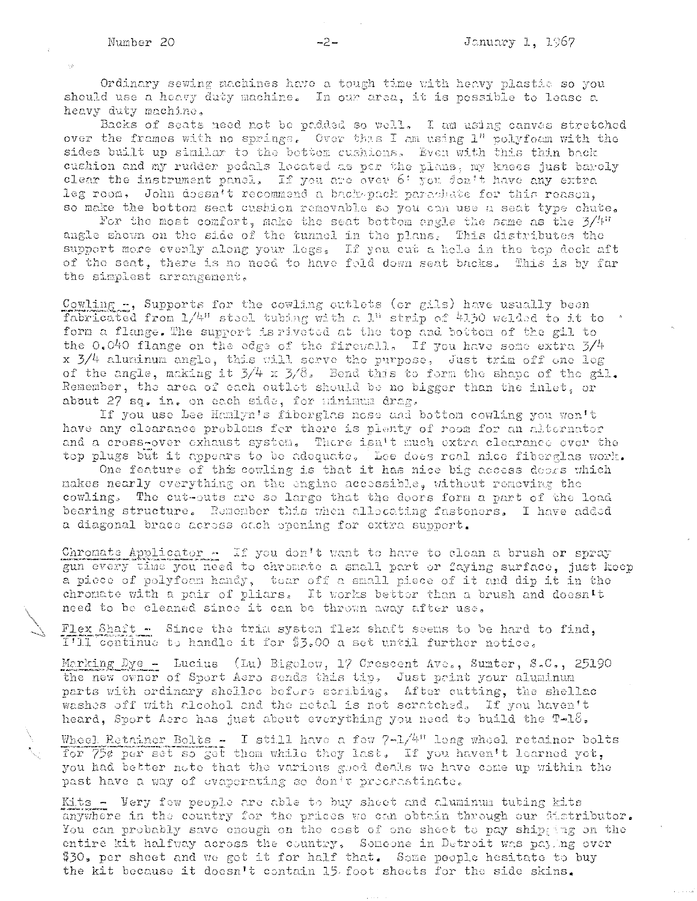Ordinary sewing machines have a tough time with heavy plastic so you should use a heavy duty machine. In our area, it is possible to lease a heavy duty machine.

Backs of seats need not be padded so well. I am using canvas stretched over the frames with no springs. Over this I am using 1" polyfoam with the sides built up similar to the bottom cushions. Even with this thin back cushion and my rudder pedals located as per the plans, my knees just barely clear the instrument panel. If you are over 6' you don't have any extra leg room. John doesn't recommend a back-pack parachute for this reason, so make the bottom seat cushion removable so you can use a seat type chute.

For the most comfort, make the seat bottom angle the same as the 3/4" angle shown on the side of the tunnel in the plans. This distributes the support more evenly along your legs. If you cut a hole in the top deck aft of the seat, there is no need to have fold down seat backs. This is by far the simplest arrangement.

Cowling -. Supports for the cowling outlets (or gils) have usually been fabricated from 1/4" steel tubing with a 1" strip of 4130 welded to it to form a flange. The support is riveted at the top and bottom of the gil to the 0.040 flange on the edge of the firewall. If you have some extra 3/4 x 3/4 aluminum angle, this will serve the purpose. Just trim off one leg of the angle, making it 3/4 x 3/8. Bend this to form the shape of the gil. Remember, the area of each outlet should be no bigger than the inlet, or about 27 sq. in. on each side, for minimum drag.

If you use Lee Hamlyn's fiberglas nose and bottom cowling you won't have any clearance problems for there is plenty of room for an alternator and a cross-over exhaust system. There isn't much extra clearance over the top plugs but it appears to be adequate. Lee does real nice fiberglas work.

One feature of this cowling is that it has nice big access doors which makes nearly everything on the engine accessible, without removing the cowling. The cut-outs are so large that the doors form a part of the load bearing structure. Remember this when allocating fasteners. I have added a diagonal brace across each opening for extra support.

Chromate Applicator - If you don't want to have to clean a brush or spray gun every time you need to chromate a small part or faying surface, just keep a piece of polyfoam handy, tear off a small piece of it and dip it in the chromate with a pair of pliers. It works better than a brush and doesn't need to be cleaned since it can be thrown away after use.

Flex Shaft - Since the trim system flex shaft seems to be hard to find, I'll continue to handle it for $3.00 a set until further notice.

Marking Dye - Lucius (Lu) Bigelow, 17 Crescent Ave., Sumter, S.C., 25190 the new owner of Sport Aero sends this tip. Just paint your aluminum parts with ordinary shellac before scribing. After cutting, the shellac washes off with alcohol and the metal is not scratched. If you haven't heard, Sport Aero has just about everything you need to build the T-18.

Wheel Retainer Bolts - I still have a few 7-1/4" long wheel retainer bolts for 75¢ per set so get them while they last. If you haven't learned yet, you had better note that the various good deals we have come up within the past have a way of evaporating so don't procrastinate.

Kits - Very few people are able to buy sheet and aluminum tubing kits anywhere in the country for the prices we can obtain through our distributor. You can probably save enough on the cost of one sheet to pay shipping on the entire kit halfway across the country. Someone in Detroit was paying over $30. per sheet and we get it for half that. Some people hesitate to buy the kit because it doesn't contain 15 foot sheets for the side skins.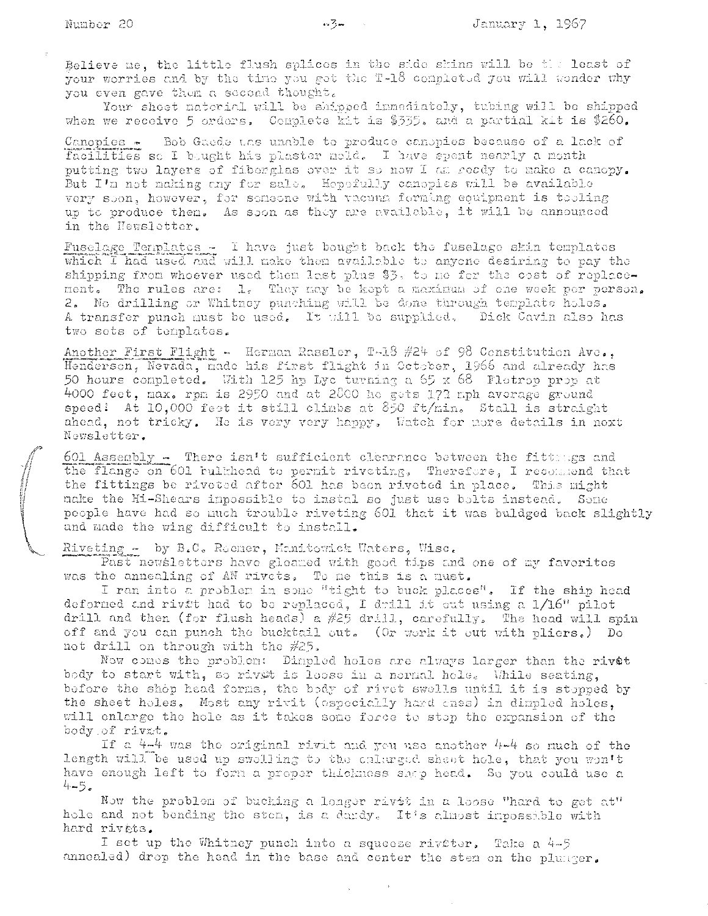Believe me, the little flush splices in the side skins will be the least of your worries and by the time you get the T-18 completed you will wonder why you even gave them a second thought.

Your sheet material will be shipped immediately, tubing will be shipped when we receive 5 orders. Complete kit is $335. and a partial kit is $260.

Canopies - Bob Gaede was unable to produce canopies because of a lack of facilities so I bought his plaster mold. I have spent nearly a month putting two layers of fiberglas over it so now I am ready to make a canopy. But I'm not making any for sale. Hopefully canopies will be available very soon, however, for someone with vacuum forming equipment is tooling up to produce them. As soon as they are available, it will be announced in the Newsletter.

Fuselage Templates - I have just bought back the fuselage skin templates which I had used and will make them available to anyone desiring to pay the shipping from whoever used them last plus $3. to me for the cost of replacement. The rules are: 1. They may be kept a maximum of one week per person. 2. No drilling or Whitney punching will be done through template holes. A transfer punch must be used. It will be supplied. Dick Cavin also has two sets of templates.

Another First Flight - Herman Rassler, T-18 #24 of 98 Constitution Ave., Henderson, Nevada, made his first flight in October, 1966 and already has 50 hours completed. With 125 hp Lyc turning a 65 x 68 Flottorp prop at 4000 feet, max. rpm is 2950 and at 2800 he gets 172 mph average ground speed! At 10,000 feet it still climbs at 850 ft/min. Stall is straight ahead, not tricky. He is very very happy. Watch for more details in next Newsletter.

601 Assembly - There isn't sufficient clearance between the fittings and the flange on 601 bulkhead to permit riveting. Therefore, I recommend that the fittings be riveted after 601 has been riveted in place. This might make the Hi-Shears impossible to instal so just use bolts instead. Some people have had so much trouble riveting 601 that it was buldged back slightly and made the wing difficult to install.

Riveting - by B.C. Roemer, Manitowish Waters, Wisc.

Past newsletters have gleamed with good tips and one of my favorites was the annealing of AN rivets. To me this is a must.

I ran into a problem in some "tight to buck places". If the shop head deformed and rivet had to be replaced, I drill it out using a 1/16" pilot drill and then (for flush heads) a #25 drill, carefully. The head will spin off and you can punch the bucktail out. (Or work it out with pliers.) Do not drill on through with the #25.

Now comes the problem: Dimpled holes are always larger than the rivet body to start with, so rivet is loose in a normal hole. While seating, before the shop head forms, the body of rivet swells until it is stopped by the sheet holes. Most any rivit (especially hard ones) in dimpled holes, will enlarge the hole as it takes some force to stop the expansion of the body of rivet.

If a 4-4 was the original rivit and you use another 4-4 so much of the length will be used up swelling to the enlarged sheet hole, that you won't have enough left to form a proper thickness shop head. So you could use a 4-5.

Now the problem of bucking a longer rivet in a loose "hard to get at" hole and not bending the stem, is a dandy. It's almost impossible with hard rivets.

I set up the Whitney punch into a squeeze rivèter. Take a 4-5 annealed) drop the head in the base and center the stem on the plunger.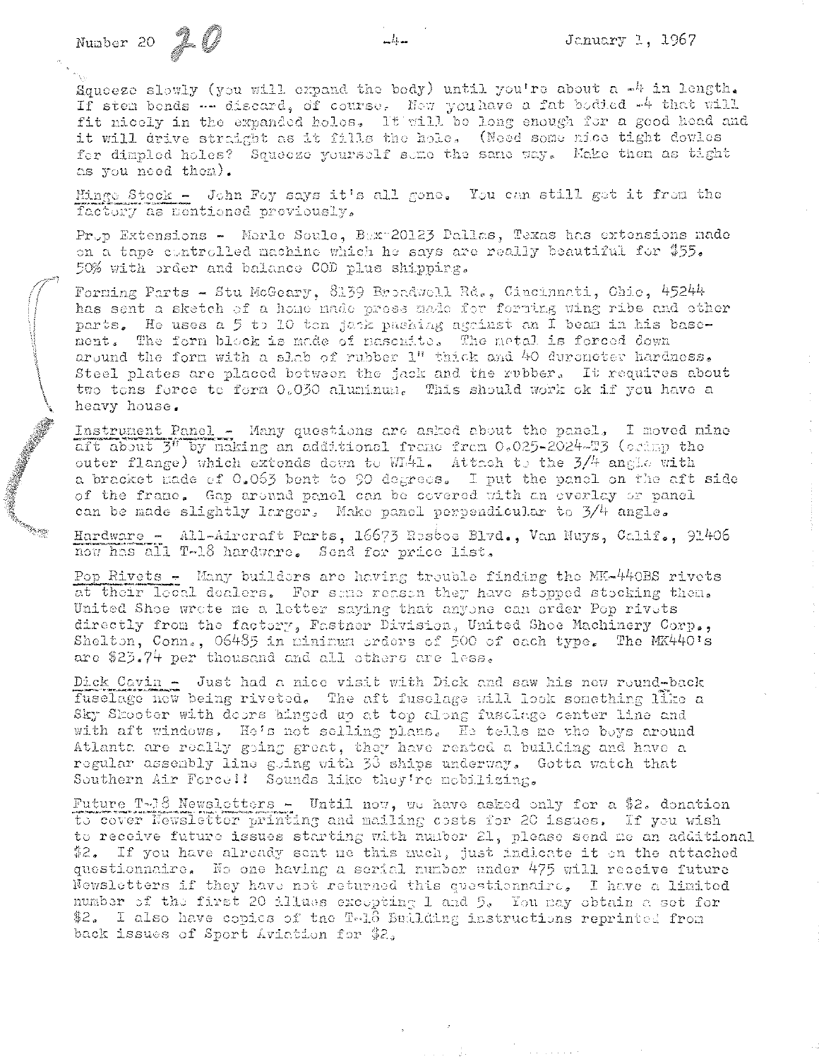Squeeze slowly (you will expand the body) until you're about a -4 in length. If stem bends -- discard, of course. Now you have a fat bodied -4 that will fit nicely in the expanded holes. It will be long enough for a good head and it will drive straight as it fills the hole. (Need some nice tight dowles for dimpled holes? Squeeze yourself some the same way. Make them as tight as you need them).

Hinge Stock - John Foy says it's all gone. You can still get it from the factory as mentioned previously.

Prop Extensions - Merle Soule, Box 20123 Dallas, Texas has extensions made on a tape controlled machine which he says are really beautiful for $55. 50% with order and balance COD plus shipping.

Forming Parts - Stu McGeary, 8139 Broadwell Rd., Cincinnati, Ohio, 45244 has sent a sketch of a home made press made for forming wing ribs and other parts. He uses a 5 to 10 ton jack pushing against an I beam in his basement. The form block is made of masonite. The metal is forced down around the form with a slab of rubber 1" thick and 40 durometer hardness. Steel plates are placed between the jack and the rubber. It requires about two tons force to form 0.030 aluminum. This should work ok if you have a heavy house.

Instrument Panel - Many questions are asked about the panel. I moved mine aft about 3" by making an additional frame from 0.025-2024-T3 (crimp the outer flange) which extends down to WL41. Attach to the 3/4 angle with a bracket made of 0.063 bent to 90 degrees. I put the panel on the aft side of the frame. Gap around panel can be covered with an overlay or panel can be made slightly larger. Make panel perpendicular to 3/4 angle.

Hardware - All-Aircraft Parts, 16673 Roscoe Blvd., Van Nuys, Calif., 91406 now has all T-18 hardware. Send for price list.

Pop Rivets - Many builders are having trouble finding the MK-440BS rivets at their local dealers. For some reason they have stopped stocking them. United Shoe wrote me a letter saying that anyone can order Pop rivets directly from the factory, Fastner Division, United Shoe Machinery Corp., Shelton, Conn., 06485 in minimum orders of 500 of each type. The MK440's are $23.74 per thousand and all others are less.

Dick Cavin - Just had a nice visit with Dick and saw his new round-back fuselage now being riveted. The aft fuselage will look something like a Sky Skooter with doors hinged up at top along fuselage center line and with aft windows. He's not selling plans. He tells me the boys around Atlanta are really going great, they have rented a building and have a regular assembly line going with 30 ships underway. Gotta watch that Southern Air Force!! Sounds like they're mobilizing.

Future T-18 Newsletters - Until now, we have asked only for a $2. donation to cover Newsletter printing and mailing costs for 20 issues. If you wish to receive future issues starting with number 21, please send me an additional $2. If you have already sent me this much, just indicate it on the attached questionnaire. No one having a serial number under 475 will receive future Newsletters if they have not returned this questionnaire. I have a limited number of the first 20 issues excepting 1 and 5. You may obtain a set for $2. I also have copies of the T-18 Building instructions reprinted from back issues of Sport Aviation for $2.